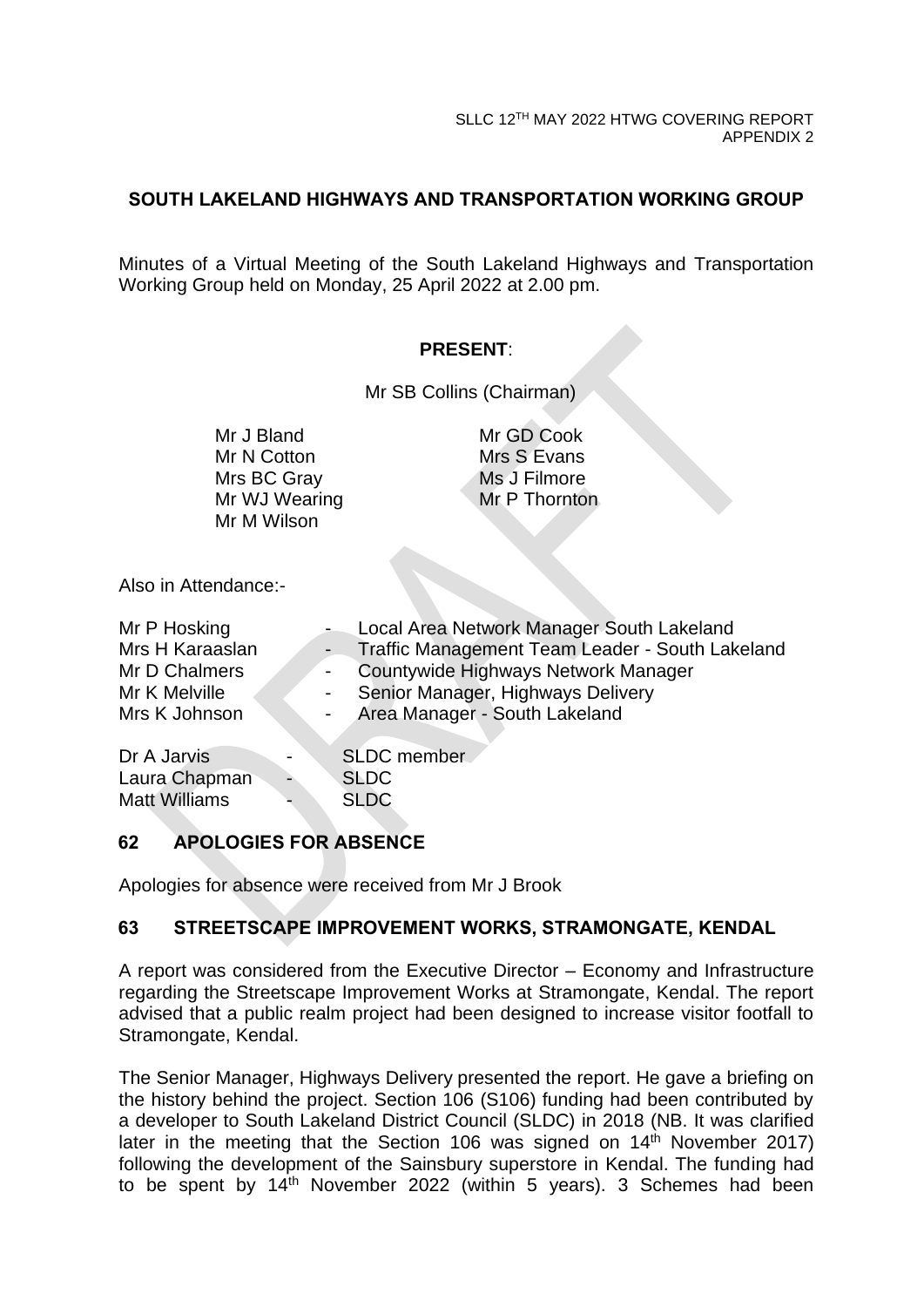SLLC 12TH MAY 2022 HTWG COVERING REPORT
APPENDIX 2

## SOUTH LAKELAND HIGHWAYS AND TRANSPORTATION WORKING GROUP

Minutes of a Virtual Meeting of the South Lakeland Highways and Transportation Working Group held on Monday, 25 April 2022 at 2.00 pm.

**PRESENT**:

Mr SB Collins (Chairman)

Mr J Bland
Mr N Cotton
Mrs BC Gray
Mr WJ Wearing
Mr M Wilson
Mr GD Cook
Mrs S Evans
Ms J Filmore
Mr P Thornton

Also in Attendance:-

Mr P Hosking - Local Area Network Manager South Lakeland
Mrs H Karaaslan - Traffic Management Team Leader - South Lakeland
Mr D Chalmers - Countywide Highways Network Manager
Mr K Melville - Senior Manager, Highways Delivery
Mrs K Johnson - Area Manager - South Lakeland

Dr A Jarvis - SLDC member
Laura Chapman - SLDC
Matt Williams - SLDC

### 62 APOLOGIES FOR ABSENCE

Apologies for absence were received from Mr J Brook

### 63 STREETSCAPE IMPROVEMENT WORKS, STRAMONGATE, KENDAL

A report was considered from the Executive Director – Economy and Infrastructure regarding the Streetscape Improvement Works at Stramongate, Kendal. The report advised that a public realm project had been designed to increase visitor footfall to Stramongate, Kendal.

The Senior Manager, Highways Delivery presented the report. He gave a briefing on the history behind the project. Section 106 (S106) funding had been contributed by a developer to South Lakeland District Council (SLDC) in 2018 (NB. It was clarified later in the meeting that the Section 106 was signed on 14th November 2017) following the development of the Sainsbury superstore in Kendal. The funding had to be spent by 14th November 2022 (within 5 years). 3 Schemes had been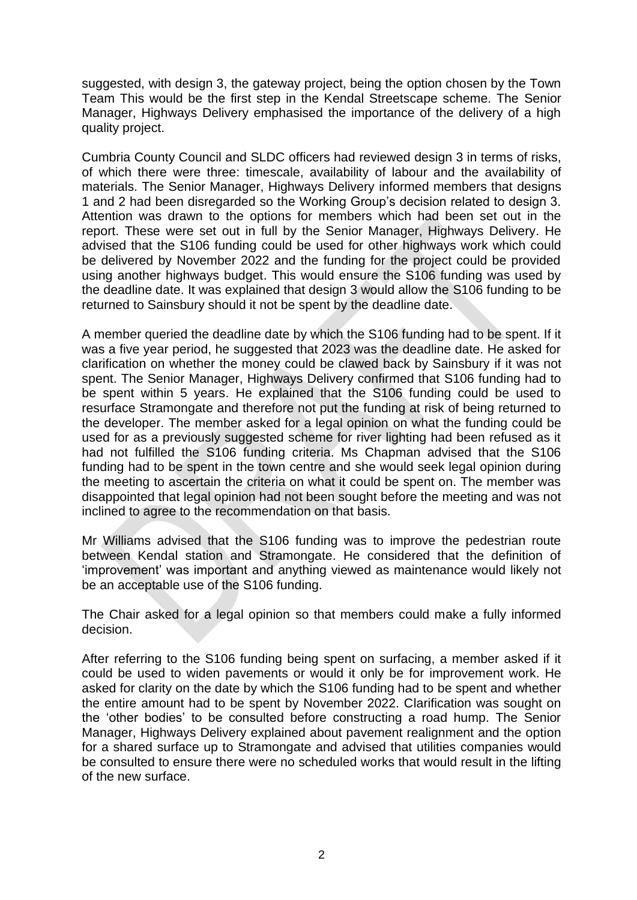suggested, with design 3, the gateway project, being the option chosen by the Town Team This would be the first step in the Kendal Streetscape scheme. The Senior Manager, Highways Delivery emphasised the importance of the delivery of a high quality project.

Cumbria County Council and SLDC officers had reviewed design 3 in terms of risks, of which there were three: timescale, availability of labour and the availability of materials. The Senior Manager, Highways Delivery informed members that designs 1 and 2 had been disregarded so the Working Group's decision related to design 3. Attention was drawn to the options for members which had been set out in the report. These were set out in full by the Senior Manager, Highways Delivery. He advised that the S106 funding could be used for other highways work which could be delivered by November 2022 and the funding for the project could be provided using another highways budget. This would ensure the S106 funding was used by the deadline date. It was explained that design 3 would allow the S106 funding to be returned to Sainsbury should it not be spent by the deadline date.

A member queried the deadline date by which the S106 funding had to be spent. If it was a five year period, he suggested that 2023 was the deadline date. He asked for clarification on whether the money could be clawed back by Sainsbury if it was not spent. The Senior Manager, Highways Delivery confirmed that S106 funding had to be spent within 5 years. He explained that the S106 funding could be used to resurface Stramongate and therefore not put the funding at risk of being returned to the developer. The member asked for a legal opinion on what the funding could be used for as a previously suggested scheme for river lighting had been refused as it had not fulfilled the S106 funding criteria. Ms Chapman advised that the S106 funding had to be spent in the town centre and she would seek legal opinion during the meeting to ascertain the criteria on what it could be spent on. The member was disappointed that legal opinion had not been sought before the meeting and was not inclined to agree to the recommendation on that basis.

Mr Williams advised that the S106 funding was to improve the pedestrian route between Kendal station and Stramongate. He considered that the definition of 'improvement' was important and anything viewed as maintenance would likely not be an acceptable use of the S106 funding.

The Chair asked for a legal opinion so that members could make a fully informed decision.

After referring to the S106 funding being spent on surfacing, a member asked if it could be used to widen pavements or would it only be for improvement work. He asked for clarity on the date by which the S106 funding had to be spent and whether the entire amount had to be spent by November 2022. Clarification was sought on the 'other bodies' to be consulted before constructing a road hump. The Senior Manager, Highways Delivery explained about pavement realignment and the option for a shared surface up to Stramongate and advised that utilities companies would be consulted to ensure there were no scheduled works that would result in the lifting of the new surface.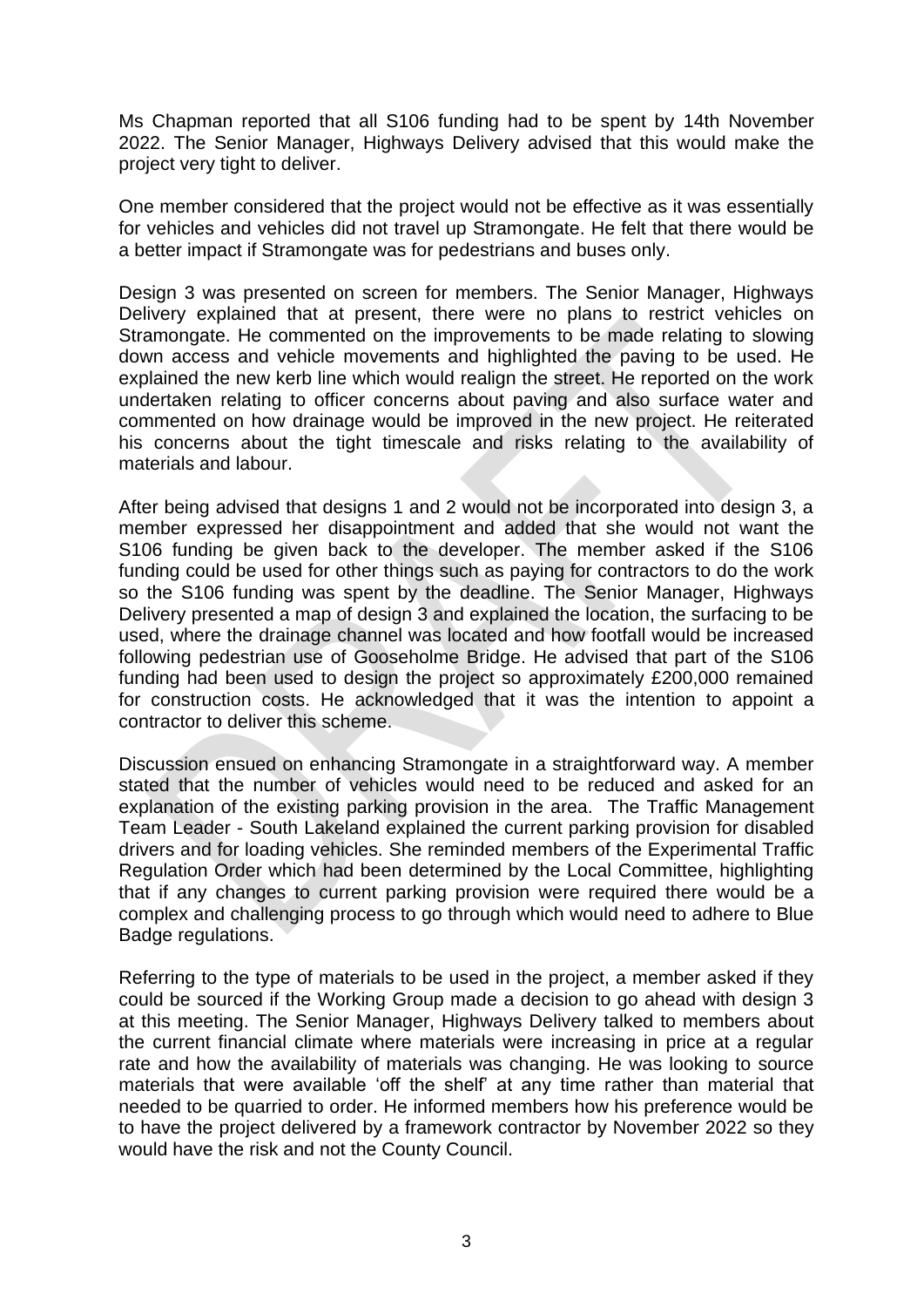Ms Chapman reported that all S106 funding had to be spent by 14th November 2022. The Senior Manager, Highways Delivery advised that this would make the project very tight to deliver.

One member considered that the project would not be effective as it was essentially for vehicles and vehicles did not travel up Stramongate. He felt that there would be a better impact if Stramongate was for pedestrians and buses only.

Design 3 was presented on screen for members. The Senior Manager, Highways Delivery explained that at present, there were no plans to restrict vehicles on Stramongate. He commented on the improvements to be made relating to slowing down access and vehicle movements and highlighted the paving to be used. He explained the new kerb line which would realign the street. He reported on the work undertaken relating to officer concerns about paving and also surface water and commented on how drainage would be improved in the new project. He reiterated his concerns about the tight timescale and risks relating to the availability of materials and labour.

After being advised that designs 1 and 2 would not be incorporated into design 3, a member expressed her disappointment and added that she would not want the S106 funding be given back to the developer. The member asked if the S106 funding could be used for other things such as paying for contractors to do the work so the S106 funding was spent by the deadline. The Senior Manager, Highways Delivery presented a map of design 3 and explained the location, the surfacing to be used, where the drainage channel was located and how footfall would be increased following pedestrian use of Gooseholme Bridge. He advised that part of the S106 funding had been used to design the project so approximately £200,000 remained for construction costs. He acknowledged that it was the intention to appoint a contractor to deliver this scheme.

Discussion ensued on enhancing Stramongate in a straightforward way. A member stated that the number of vehicles would need to be reduced and asked for an explanation of the existing parking provision in the area. The Traffic Management Team Leader - South Lakeland explained the current parking provision for disabled drivers and for loading vehicles. She reminded members of the Experimental Traffic Regulation Order which had been determined by the Local Committee, highlighting that if any changes to current parking provision were required there would be a complex and challenging process to go through which would need to adhere to Blue Badge regulations.

Referring to the type of materials to be used in the project, a member asked if they could be sourced if the Working Group made a decision to go ahead with design 3 at this meeting. The Senior Manager, Highways Delivery talked to members about the current financial climate where materials were increasing in price at a regular rate and how the availability of materials was changing. He was looking to source materials that were available 'off the shelf' at any time rather than material that needed to be quarried to order. He informed members how his preference would be to have the project delivered by a framework contractor by November 2022 so they would have the risk and not the County Council.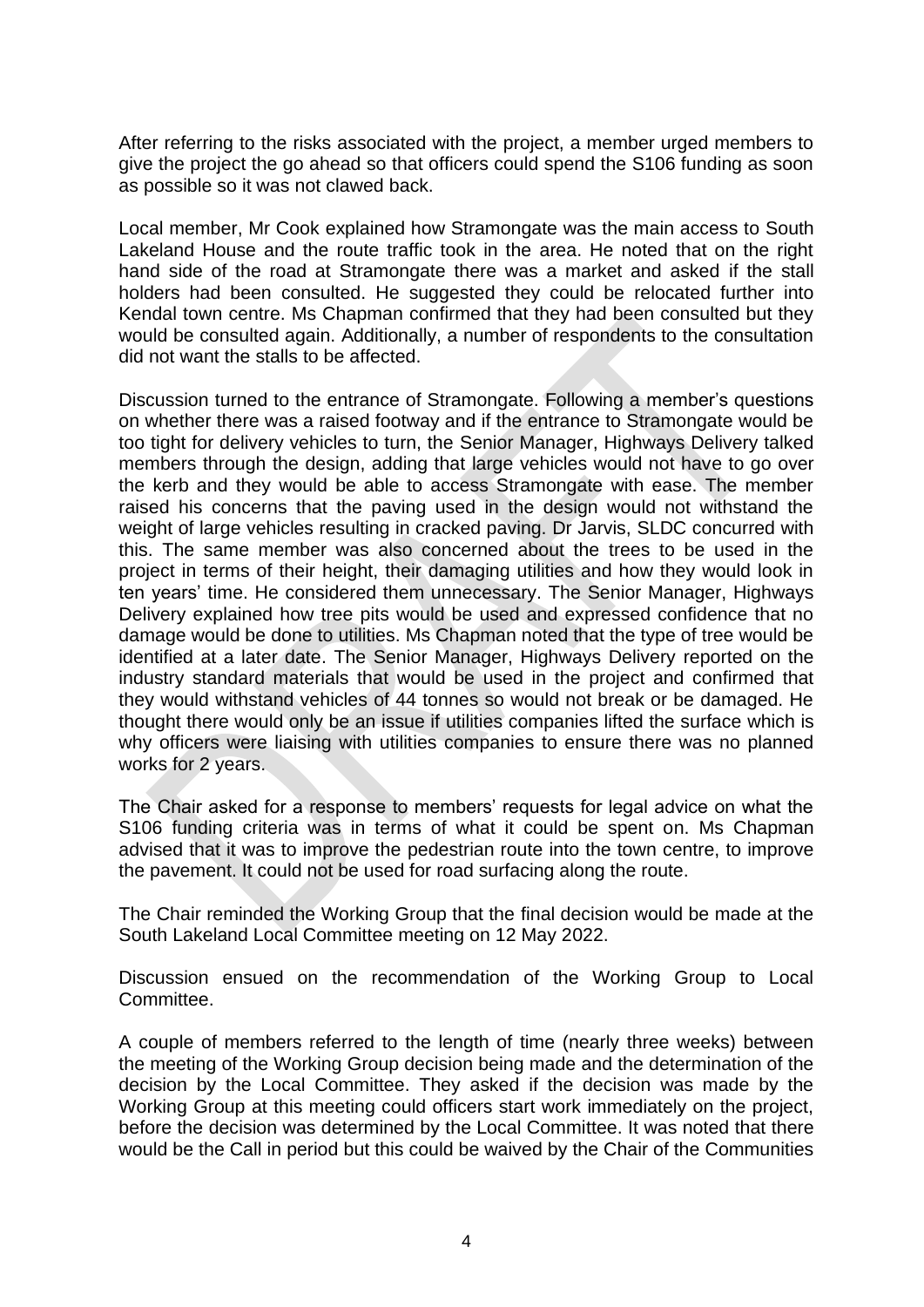After referring to the risks associated with the project, a member urged members to give the project the go ahead so that officers could spend the S106 funding as soon as possible so it was not clawed back.

Local member, Mr Cook explained how Stramongate was the main access to South Lakeland House and the route traffic took in the area. He noted that on the right hand side of the road at Stramongate there was a market and asked if the stall holders had been consulted. He suggested they could be relocated further into Kendal town centre. Ms Chapman confirmed that they had been consulted but they would be consulted again. Additionally, a number of respondents to the consultation did not want the stalls to be affected.

Discussion turned to the entrance of Stramongate. Following a member's questions on whether there was a raised footway and if the entrance to Stramongate would be too tight for delivery vehicles to turn, the Senior Manager, Highways Delivery talked members through the design, adding that large vehicles would not have to go over the kerb and they would be able to access Stramongate with ease. The member raised his concerns that the paving used in the design would not withstand the weight of large vehicles resulting in cracked paving. Dr Jarvis, SLDC concurred with this. The same member was also concerned about the trees to be used in the project in terms of their height, their damaging utilities and how they would look in ten years' time. He considered them unnecessary. The Senior Manager, Highways Delivery explained how tree pits would be used and expressed confidence that no damage would be done to utilities. Ms Chapman noted that the type of tree would be identified at a later date. The Senior Manager, Highways Delivery reported on the industry standard materials that would be used in the project and confirmed that they would withstand vehicles of 44 tonnes so would not break or be damaged. He thought there would only be an issue if utilities companies lifted the surface which is why officers were liaising with utilities companies to ensure there was no planned works for 2 years.

The Chair asked for a response to members' requests for legal advice on what the S106 funding criteria was in terms of what it could be spent on. Ms Chapman advised that it was to improve the pedestrian route into the town centre, to improve the pavement. It could not be used for road surfacing along the route.

The Chair reminded the Working Group that the final decision would be made at the South Lakeland Local Committee meeting on 12 May 2022.

Discussion ensued on the recommendation of the Working Group to Local Committee.

A couple of members referred to the length of time (nearly three weeks) between the meeting of the Working Group decision being made and the determination of the decision by the Local Committee. They asked if the decision was made by the Working Group at this meeting could officers start work immediately on the project, before the decision was determined by the Local Committee. It was noted that there would be the Call in period but this could be waived by the Chair of the Communities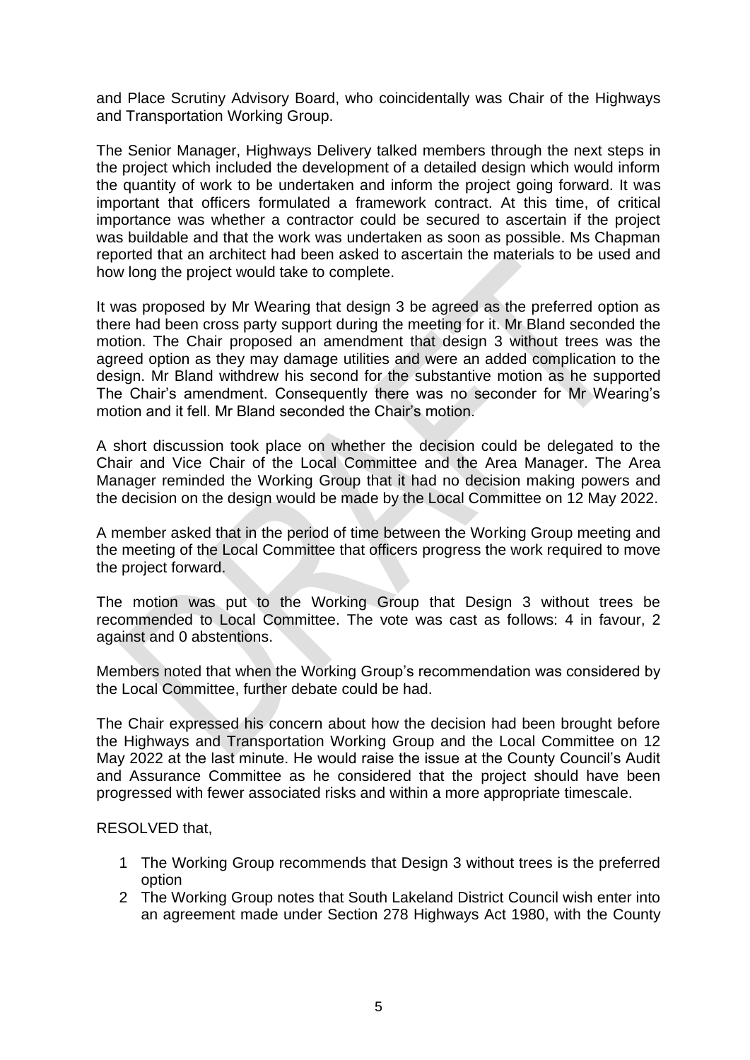and Place Scrutiny Advisory Board, who coincidentally was Chair of the Highways and Transportation Working Group.

The Senior Manager, Highways Delivery talked members through the next steps in the project which included the development of a detailed design which would inform the quantity of work to be undertaken and inform the project going forward. It was important that officers formulated a framework contract. At this time, of critical importance was whether a contractor could be secured to ascertain if the project was buildable and that the work was undertaken as soon as possible. Ms Chapman reported that an architect had been asked to ascertain the materials to be used and how long the project would take to complete.

It was proposed by Mr Wearing that design 3 be agreed as the preferred option as there had been cross party support during the meeting for it. Mr Bland seconded the motion. The Chair proposed an amendment that design 3 without trees was the agreed option as they may damage utilities and were an added complication to the design. Mr Bland withdrew his second for the substantive motion as he supported The Chair's amendment. Consequently there was no seconder for Mr Wearing's motion and it fell. Mr Bland seconded the Chair's motion.

A short discussion took place on whether the decision could be delegated to the Chair and Vice Chair of the Local Committee and the Area Manager. The Area Manager reminded the Working Group that it had no decision making powers and the decision on the design would be made by the Local Committee on 12 May 2022.

A member asked that in the period of time between the Working Group meeting and the meeting of the Local Committee that officers progress the work required to move the project forward.

The motion was put to the Working Group that Design 3 without trees be recommended to Local Committee. The vote was cast as follows: 4 in favour, 2 against and 0 abstentions.

Members noted that when the Working Group's recommendation was considered by the Local Committee, further debate could be had.

The Chair expressed his concern about how the decision had been brought before the Highways and Transportation Working Group and the Local Committee on 12 May 2022 at the last minute. He would raise the issue at the County Council's Audit and Assurance Committee as he considered that the project should have been progressed with fewer associated risks and within a more appropriate timescale.

RESOLVED that,

1. The Working Group recommends that Design 3 without trees is the preferred option
2. The Working Group notes that South Lakeland District Council wish enter into an agreement made under Section 278 Highways Act 1980, with the County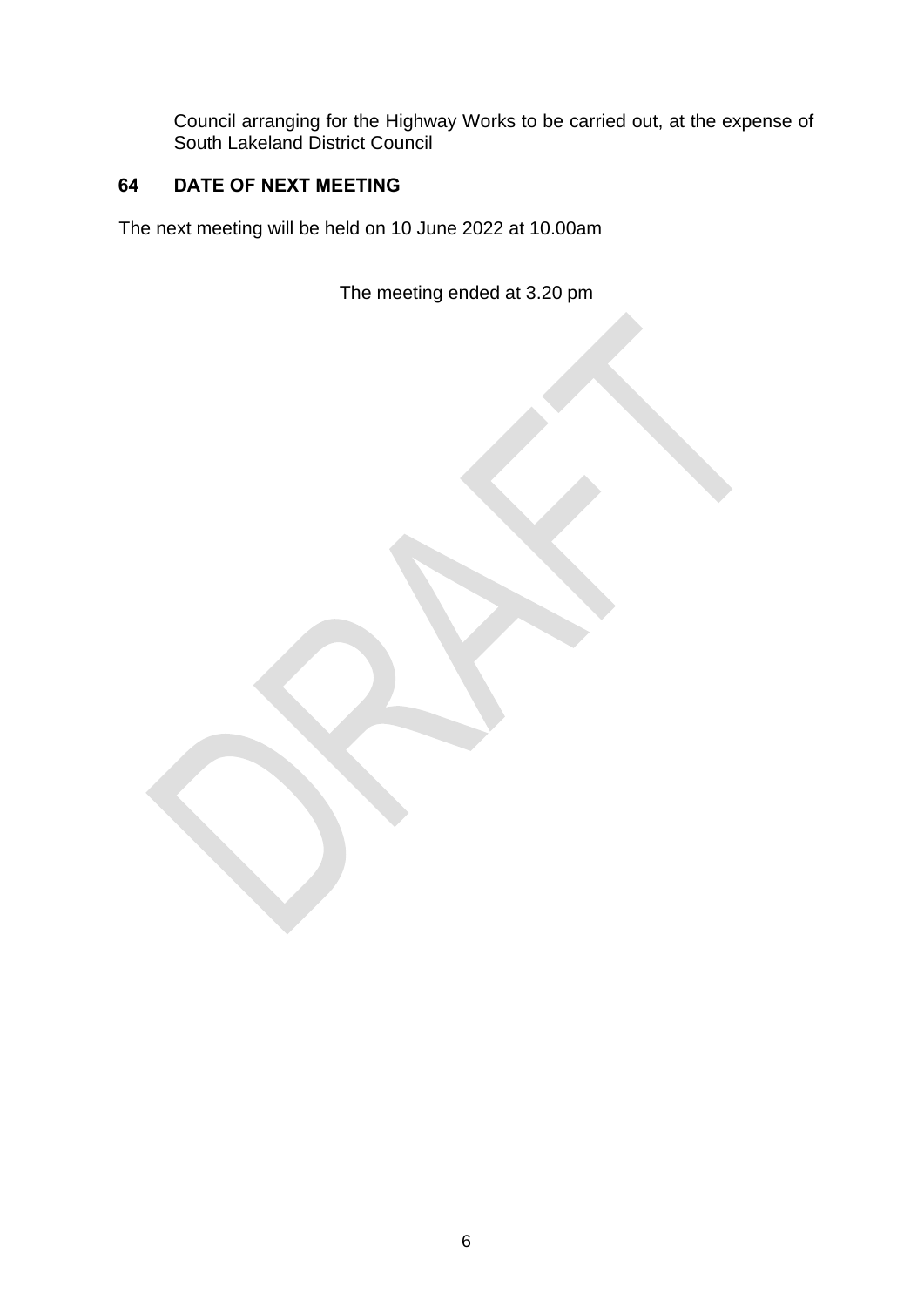Council arranging for the Highway Works to be carried out, at the expense of South Lakeland District Council

## 64 DATE OF NEXT MEETING

The next meeting will be held on 10 June 2022 at 10.00am

The meeting ended at 3.20 pm